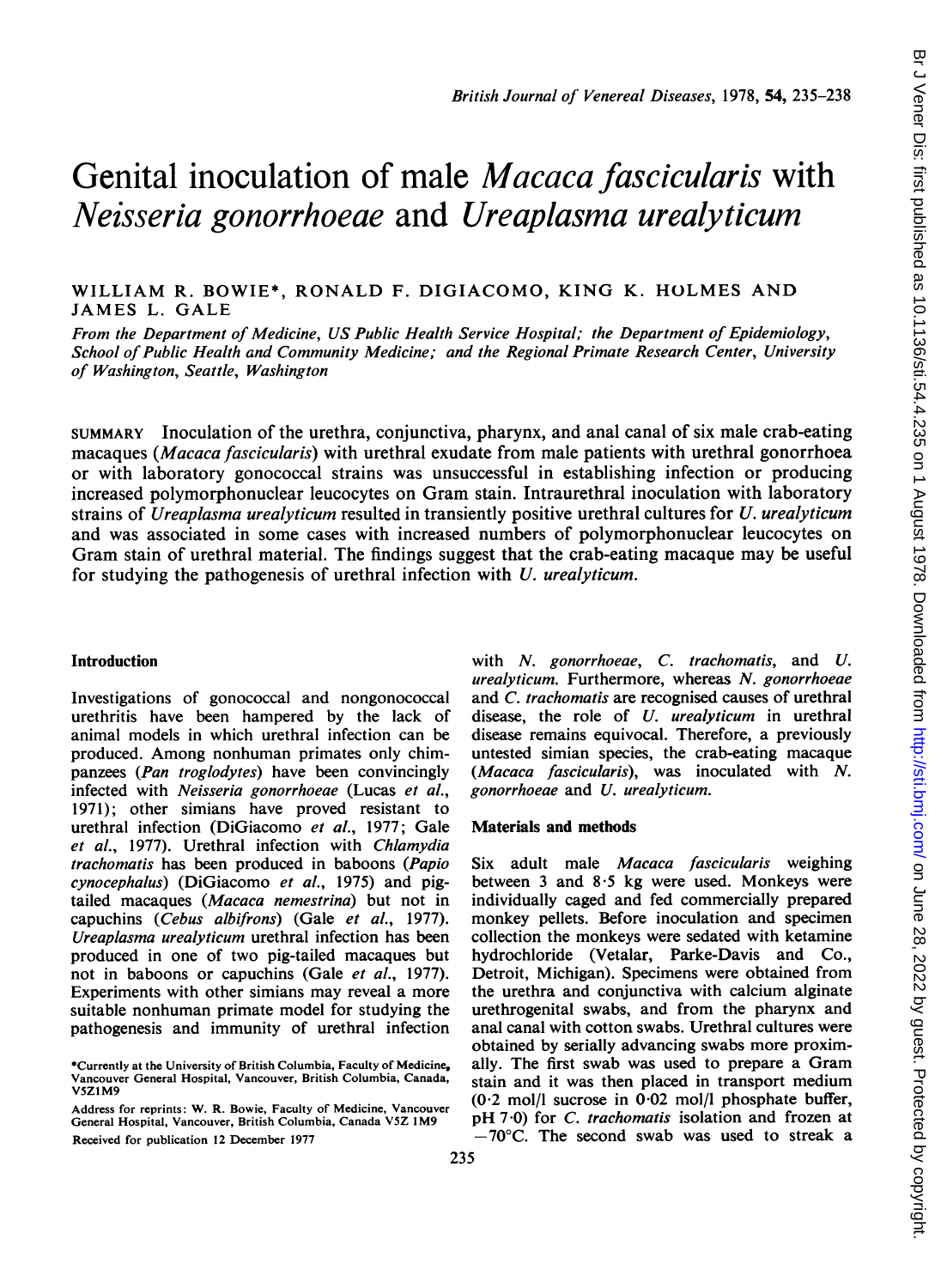# Genital inoculation of male *Macaca fascicularis* with *Neisseria gonorrhoeae* and *Ureaplasma urealyticum*

WILLIAM R. BOWIE*, RONALD F. DIGIACOMO, KING K. HOLMES AND JAMES L. GALE

*From the Department of Medicine, US Public Health Service Hospital; the Department of Epidemiology, School of Public Health and Community Medicine; and the Regional Primate Research Center, University of Washington, Seattle, Washington*

SUMMARY Inoculation of the urethra, conjunctiva, pharynx, and anal canal of six male crab-eating macaques (*Macaca fascicularis*) with urethral exudate from male patients with urethral gonorrhoea or with laboratory gonococcal strains was unsuccessful in establishing infection or producing increased polymorphonuclear leucocytes on Gram stain. Intraurethral inoculation with laboratory strains of *Ureaplasma urealyticum* resulted in transiently positive urethral cultures for *U. urealyticum* and was associated in some cases with increased numbers of polymorphonuclear leucocytes on Gram stain of urethral material. The findings suggest that the crab-eating macaque may be useful for studying the pathogenesis of urethral infection with *U. urealyticum*.

## Introduction

Investigations of gonococcal and nongonococcal urethritis have been hampered by the lack of animal models in which urethral infection can be produced. Among nonhuman primates only chimpanzees (*Pan troglodytes*) have been convincingly infected with *Neisseria gonorrhoeae* (Lucas *et al.*, 1971); other simians have proved resistant to urethral infection (DiGiacomo *et al.*, 1977; Gale *et al.*, 1977). Urethral infection with *Chlamydia trachomatis* has been produced in baboons (*Papio cynocephalus*) (DiGiacomo *et al.*, 1975) and pig-tailed macaques (*Macaca nemestrina*) but not in capuchins (*Cebus albifrons*) (Gale *et al.*, 1977). *Ureaplasma urealyticum* urethral infection has been produced in one of two pig-tailed macaques but not in baboons or capuchins (Gale *et al.*, 1977). Experiments with other simians may reveal a more suitable nonhuman primate model for studying the pathogenesis and immunity of urethral infection with *N. gonorrhoeae*, *C. trachomatis*, and *U. urealyticum*. Furthermore, whereas *N. gonorrhoeae* and *C. trachomatis* are recognised causes of urethral disease, the role of *U. urealyticum* in urethral disease remains equivocal. Therefore, a previously untested simian species, the crab-eating macaque (*Macaca fascicularis*), was inoculated with *N. gonorrhoeae* and *U. urealyticum*.

## Materials and methods

Six adult male *Macaca fascicularis* weighing between 3 and 8·5 kg were used. Monkeys were individually caged and fed commercially prepared monkey pellets. Before inoculation and specimen collection the monkeys were sedated with ketamine hydrochloride (Vetalar, Parke-Davis and Co., Detroit, Michigan). Specimens were obtained from the urethra and conjunctiva with calcium alginate urethrogenital swabs, and from the pharynx and anal canal with cotton swabs. Urethral cultures were obtained by serially advancing swabs more proximally. The first swab was used to prepare a Gram stain and it was then placed in transport medium (0·2 mol/l sucrose in 0·02 mol/l phosphate buffer, pH 7·0) for *C. trachomatis* isolation and frozen at −70°C. The second swab was used to streak a

*Currently at the University of British Columbia, Faculty of Medicine, Vancouver General Hospital, Vancouver, British Columbia, Canada, V5Z1M9

Address for reprints: W. R. Bowie, Faculty of Medicine, Vancouver General Hospital, Vancouver, British Columbia, Canada V5Z 1M9

Received for publication 12 December 1977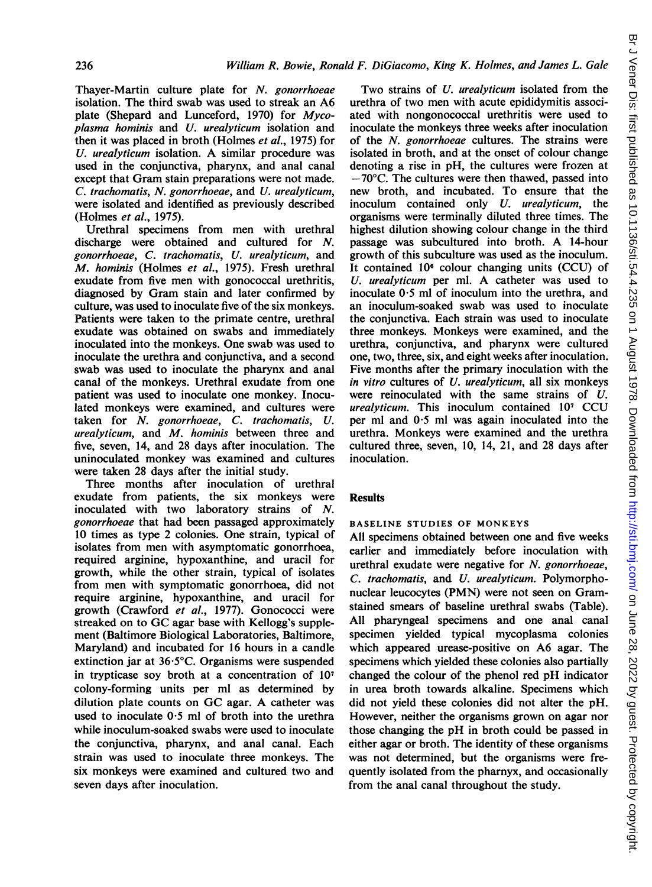Thayer-Martin culture plate for *N. gonorrhoeae* isolation. The third swab was used to streak an A6 plate (Shepard and Lunceford, 1970) for *Mycoplasma hominis* and *U. urealyticum* isolation and then it was placed in broth (Holmes *et al.*, 1975) for *U. urealyticum* isolation. A similar procedure was used in the conjunctiva, pharynx, and anal canal except that Gram stain preparations were not made. *C. trachomatis*, *N. gonorrhoeae*, and *U. urealyticum*, were isolated and identified as previously described (Holmes *et al.*, 1975).

Urethral specimens from men with urethral discharge were obtained and cultured for *N. gonorrhoeae*, *C. trachomatis*, *U. urealyticum*, and *M. hominis* (Holmes *et al.*, 1975). Fresh urethral exudate from five men with gonococcal urethritis, diagnosed by Gram stain and later confirmed by culture, was used to inoculate five of the six monkeys. Patients were taken to the primate centre, urethral exudate was obtained on swabs and immediately inoculated into the monkeys. One swab was used to inoculate the urethra and conjunctiva, and a second swab was used to inoculate the pharynx and anal canal of the monkeys. Urethral exudate from one patient was used to inoculate one monkey. Inoculated monkeys were examined, and cultures were taken for *N. gonorrhoeae*, *C. trachomatis*, *U. urealyticum*, and *M. hominis* between three and five, seven, 14, and 28 days after inoculation. The uninoculated monkey was examined and cultures were taken 28 days after the initial study.

Three months after inoculation of urethral exudate from patients, the six monkeys were inoculated with two laboratory strains of *N. gonorrhoeae* that had been passaged approximately 10 times as type 2 colonies. One strain, typical of isolates from men with asymptomatic gonorrhoea, required arginine, hypoxanthine, and uracil for growth, while the other strain, typical of isolates from men with symptomatic gonorrhoea, did not require arginine, hypoxanthine, and uracil for growth (Crawford *et al.*, 1977). Gonococci were streaked on to GC agar base with Kellogg's supplement (Baltimore Biological Laboratories, Baltimore, Maryland) and incubated for 16 hours in a candle extinction jar at 36·5°C. Organisms were suspended in trypticase soy broth at a concentration of $10^7$ colony-forming units per ml as determined by dilution plate counts on GC agar. A catheter was used to inoculate 0·5 ml of broth into the urethra while inoculum-soaked swabs were used to inoculate the conjunctiva, pharynx, and anal canal. Each strain was used to inoculate three monkeys. The six monkeys were examined and cultured two and seven days after inoculation.

Two strains of *U. urealyticum* isolated from the urethra of two men with acute epididymitis associated with nongonococcal urethritis were used to inoculate the monkeys three weeks after inoculation of the *N. gonorrhoeae* cultures. The strains were isolated in broth, and at the onset of colour change denoting a rise in pH, the cultures were frozen at −70°C. The cultures were then thawed, passed into new broth, and incubated. To ensure that the inoculum contained only *U. urealyticum*, the organisms were terminally diluted three times. The highest dilution showing colour change in the third passage was subcultured into broth. A 14-hour growth of this subculture was used as the inoculum. It contained $10^6$ colour changing units (CCU) of *U. urealyticum* per ml. A catheter was used to inoculate 0·5 ml of inoculum into the urethra, and an inoculum-soaked swab was used to inoculate the conjunctiva. Each strain was used to inoculate three monkeys. Monkeys were examined, and the urethra, conjunctiva, and pharynx were cultured one, two, three, six, and eight weeks after inoculation. Five months after the primary inoculation with the *in vitro* cultures of *U. urealyticum*, all six monkeys were reinoculated with the same strains of *U. urealyticum*. This inoculum contained $10^7$ CCU per ml and 0·5 ml was again inoculated into the urethra. Monkeys were examined and the urethra cultured three, seven, 10, 14, 21, and 28 days after inoculation.

## Results

### BASELINE STUDIES OF MONKEYS

All specimens obtained between one and five weeks earlier and immediately before inoculation with urethral exudate were negative for *N. gonorrhoeae*, *C. trachomatis*, and *U. urealyticum*. Polymorphonuclear leucocytes (PMN) were not seen on Gram-stained smears of baseline urethral swabs (Table). All pharyngeal specimens and one anal canal specimen yielded typical mycoplasma colonies which appeared urease-positive on A6 agar. The specimens which yielded these colonies also partially changed the colour of the phenol red pH indicator in urea broth towards alkaline. Specimens which did not yield these colonies did not alter the pH. However, neither the organisms grown on agar nor those changing the pH in broth could be passed in either agar or broth. The identity of these organisms was not determined, but the organisms were frequently isolated from the pharnyx, and occasionally from the anal canal throughout the study.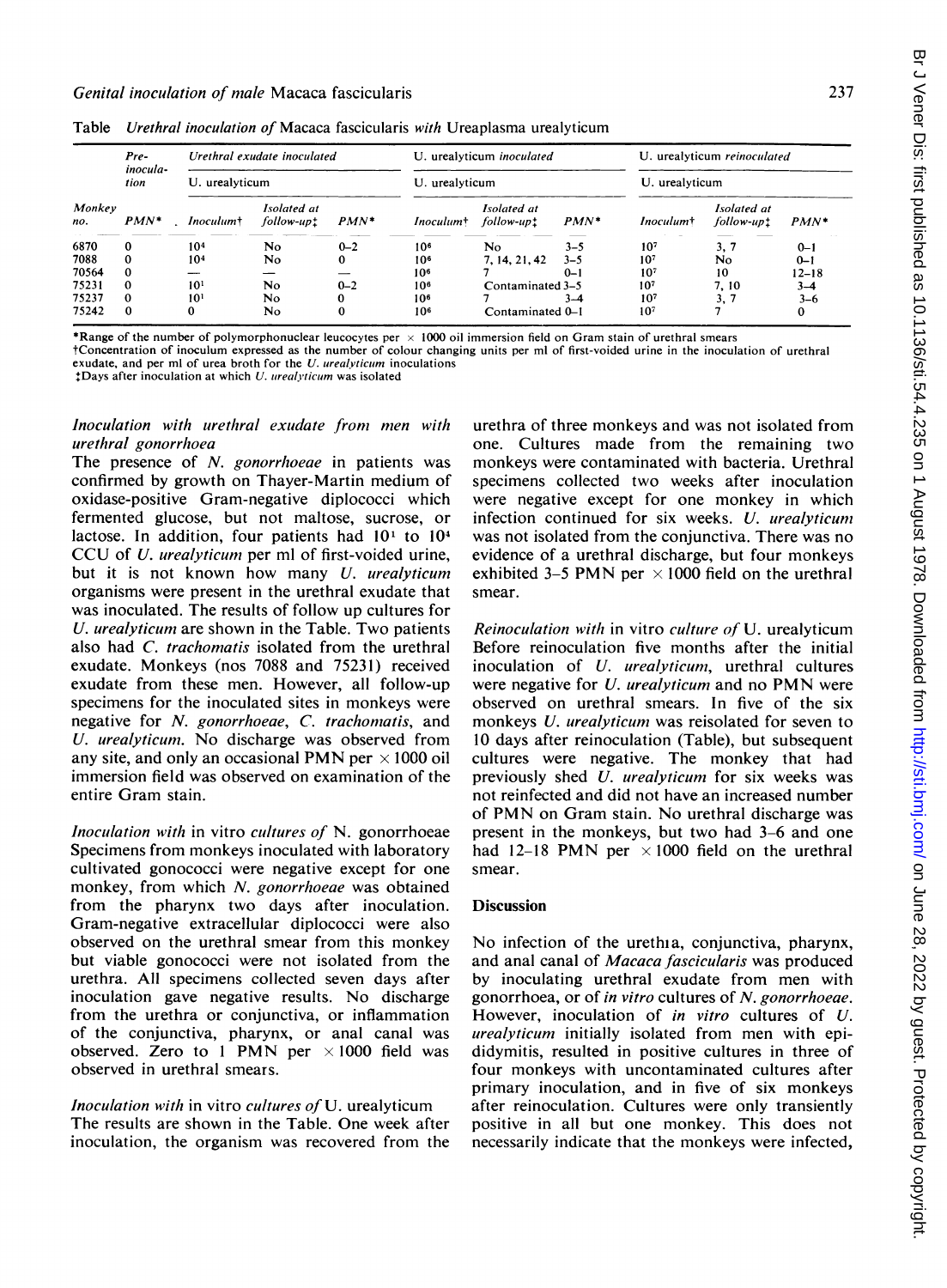Table *Urethral inoculation of* Macaca fascicularis *with* Ureaplasma urealyticum

| Monkey no. | Pre-inoculation | Urethral exudate inoculated | | | U. urealyticum *inoculated* | | | U. urealyticum *reinoculated* | | |
|---|---|---|---|---|---|---|---|---|---|---|
| | | U. urealyticum | | | U. urealyticum | | | U. urealyticum | | |
| | PMN* | Inoculum† | Isolated at follow-up‡ | PMN* | Inoculum† | Isolated at follow-up‡ | PMN* | Inoculum† | Isolated at follow-up‡ | PMN* |
| 6870 | 0 | $10^4$ | No | 0–2 | $10^6$ | No | 3–5 | $10^7$ | 3, 7 | 0–1 |
| 7088 | 0 | $10^4$ | No | 0 | $10^6$ | 7, 14, 21, 42 | 3–5 | $10^7$ | No | 0–1 |
| 70564 | 0 | — | — | — | $10^6$ | 7 | 0–1 | $10^7$ | 10 | 12–18 |
| 75231 | 0 | $10^1$ | No | 0–2 | $10^6$ | Contaminated | 3–5 | $10^7$ | 7, 10 | 3–4 |
| 75237 | 0 | $10^1$ | No | 0 | $10^6$ | 7 | 3–4 | $10^7$ | 3, 7 | 3–6 |
| 75242 | 0 | 0 | No | 0 | $10^6$ | Contaminated | 0–1 | $10^7$ | 7 | 0 |

*Range of the number of polymorphonuclear leucocytes per × 1000 oil immersion field on Gram stain of urethral smears
†Concentration of inoculum expressed as the number of colour changing units per ml of first-voided urine in the inoculation of urethral exudate, and per ml of urea broth for the *U. urealyticum* inoculations
‡Days after inoculation at which *U. urealyticum* was isolated

### *Inoculation with urethral exudate from men with urethral gonorrhoea*

The presence of *N. gonorrhoeae* in patients was confirmed by growth on Thayer-Martin medium of oxidase-positive Gram-negative diplococci which fermented glucose, but not maltose, sucrose, or lactose. In addition, four patients had $10^1$ to $10^4$ CCU of *U. urealyticum* per ml of first-voided urine, but it is not known how many *U. urealyticum* organisms were present in the urethral exudate that was inoculated. The results of follow up cultures for *U. urealyticum* are shown in the Table. Two patients also had *C. trachomatis* isolated from the urethral exudate. Monkeys (nos 7088 and 75231) received exudate from these men. However, all follow-up specimens for the inoculated sites in monkeys were negative for *N. gonorrhoeae*, *C. trachomatis*, and *U. urealyticum*. No discharge was observed from any site, and only an occasional PMN per × 1000 oil immersion field was observed on examination of the entire Gram stain.

### *Inoculation with* in vitro *cultures of* N. gonorrhoeae

Specimens from monkeys inoculated with laboratory cultivated gonococci were negative except for one monkey, from which *N. gonorrhoeae* was obtained from the pharynx two days after inoculation. Gram-negative extracellular diplococci were also observed on the urethral smear from this monkey but viable gonococci were not isolated from the urethra. All specimens collected seven days after inoculation gave negative results. No discharge from the urethra or conjunctiva, or inflammation of the conjunctiva, pharynx, or anal canal was observed. Zero to 1 PMN per × 1000 field was observed in urethral smears.

### *Inoculation with* in vitro *cultures of* U. urealyticum

The results are shown in the Table. One week after inoculation, the organism was recovered from the urethra of three monkeys and was not isolated from one. Cultures made from the remaining two monkeys were contaminated with bacteria. Urethral specimens collected two weeks after inoculation were negative except for one monkey in which infection continued for six weeks. *U. urealyticum* was not isolated from the conjunctiva. There was no evidence of a urethral discharge, but four monkeys exhibited 3–5 PMN per × 1000 field on the urethral smear.

### *Reinoculation with* in vitro *culture of* U. urealyticum

Before reinoculation five months after the initial inoculation of *U. urealyticum*, urethral cultures were negative for *U. urealyticum* and no PMN were observed on urethral smears. In five of the six monkeys *U. urealyticum* was reisolated for seven to 10 days after reinoculation (Table), but subsequent cultures were negative. The monkey that had previously shed *U. urealyticum* for six weeks was not reinfected and did not have an increased number of PMN on Gram stain. No urethral discharge was present in the monkeys, but two had 3–6 and one had 12–18 PMN per × 1000 field on the urethral smear.

## Discussion

No infection of the urethra, conjunctiva, pharynx, and anal canal of *Macaca fascicularis* was produced by inoculating urethral exudate from men with gonorrhoea, or of *in vitro* cultures of *N. gonorrhoeae*. However, inoculation of *in vitro* cultures of *U. urealyticum* initially isolated from men with epididymitis, resulted in positive cultures in three of four monkeys with uncontaminated cultures after primary inoculation, and in five of six monkeys after reinoculation. Cultures were only transiently positive in all but one monkey. This does not necessarily indicate that the monkeys were infected,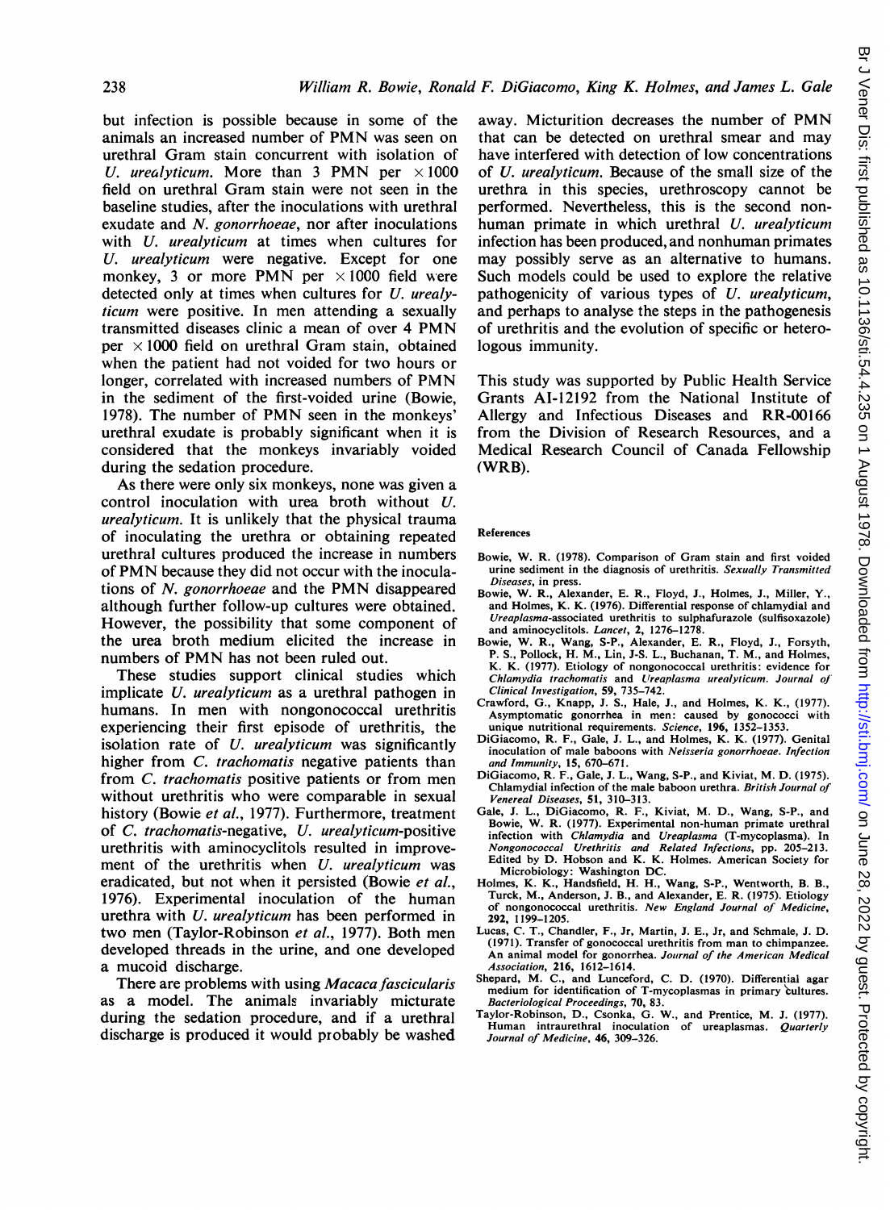but infection is possible because in some of the animals an increased number of PMN was seen on urethral Gram stain concurrent with isolation of *U. urealyticum*. More than 3 PMN per ×1000 field on urethral Gram stain were not seen in the baseline studies, after the inoculations with urethral exudate and *N. gonorrhoeae*, nor after inoculations with *U. urealyticum* at times when cultures for *U. urealyticum* were negative. Except for one monkey, 3 or more PMN per ×1000 field were detected only at times when cultures for *U. urealyticum* were positive. In men attending a sexually transmitted diseases clinic a mean of over 4 PMN per ×1000 field on urethral Gram stain, obtained when the patient had not voided for two hours or longer, correlated with increased numbers of PMN in the sediment of the first-voided urine (Bowie, 1978). The number of PMN seen in the monkeys' urethral exudate is probably significant when it is considered that the monkeys invariably voided during the sedation procedure.

As there were only six monkeys, none was given a control inoculation with urea broth without *U. urealyticum*. It is unlikely that the physical trauma of inoculating the urethra or obtaining repeated urethral cultures produced the increase in numbers of PMN because they did not occur with the inoculations of *N. gonorrhoeae* and the PMN disappeared although further follow-up cultures were obtained. However, the possibility that some component of the urea broth medium elicited the increase in numbers of PMN has not been ruled out.

These studies support clinical studies which implicate *U. urealyticum* as a urethral pathogen in humans. In men with nongonococcal urethritis experiencing their first episode of urethritis, the isolation rate of *U. urealyticum* was significantly higher from *C. trachomatis* negative patients than from *C. trachomatis* positive patients or from men without urethritis who were comparable in sexual history (Bowie *et al.*, 1977). Furthermore, treatment of *C. trachomatis*-negative, *U. urealyticum*-positive urethritis with aminocyclitols resulted in improvement of the urethritis when *U. urealyticum* was eradicated, but not when it persisted (Bowie *et al.*, 1976). Experimental inoculation of the human urethra with *U. urealyticum* has been performed in two men (Taylor-Robinson *et al.*, 1977). Both men developed threads in the urine, and one developed a mucoid discharge.

There are problems with using *Macaca fascicularis* as a model. The animals invariably micturate during the sedation procedure, and if a urethral discharge is produced it would probably be washed away. Micturition decreases the number of PMN that can be detected on urethral smear and may have interfered with detection of low concentrations of *U. urealyticum*. Because of the small size of the urethra in this species, urethroscopy cannot be performed. Nevertheless, this is the second nonhuman primate in which urethral *U. urealyticum* infection has been produced, and nonhuman primates may possibly serve as an alternative to humans. Such models could be used to explore the relative pathogenicity of various types of *U. urealyticum*, and perhaps to analyse the steps in the pathogenesis of urethritis and the evolution of specific or heterologous immunity.

This study was supported by Public Health Service Grants AI-12192 from the National Institute of Allergy and Infectious Diseases and RR-00166 from the Division of Research Resources, and a Medical Research Council of Canada Fellowship (WRB).

## References

Bowie, W. R. (1978). Comparison of Gram stain and first voided urine sediment in the diagnosis of urethritis. *Sexually Transmitted Diseases*, in press.

Bowie, W. R., Alexander, E. R., Floyd, J., Holmes, J., Miller, Y., and Holmes, K. K. (1976). Differential response of chlamydial and *Ureaplasma*-associated urethritis to sulphafurazole (sulfisoxazole) and aminocyclitols. *Lancet*, **2**, 1276–1278.

Bowie, W. R., Wang, S-P., Alexander, E. R., Floyd, J., Forsyth, P. S., Pollock, H. M., Lin, J-S. L., Buchanan, T. M., and Holmes, K. K. (1977). Etiology of nongonococcal urethritis: evidence for *Chlamydia trachomatis* and *Ureaplasma urealyticum*. *Journal of Clinical Investigation*, **59**, 735–742.

Crawford, G., Knapp, J. S., Hale, J., and Holmes, K. K., (1977). Asymptomatic gonorrhea in men: caused by gonococci with unique nutritional requirements. *Science*, **196**, 1352–1353.

DiGiacomo, R. F., Gale, J. L., and Holmes, K. K. (1977). Genital inoculation of male baboons with *Neisseria gonorrhoeae*. *Infection and Immunity*, **15**, 670–671.

DiGiacomo, R. F., Gale, J. L., Wang, S-P., and Kiviat, M. D. (1975). Chlamydial infection of the male baboon urethra. *British Journal of Venereal Diseases*, **51**, 310–313.

Gale, J. L., DiGiacomo, R. F., Kiviat, M. D., Wang, S-P., and Bowie, W. R. (1977). Experimental non-human primate urethral infection with *Chlamydia* and *Ureaplasma* (T-mycoplasma). In *Nongonococcal Urethritis and Related Infections*, pp. 205–213. Edited by D. Hobson and K. K. Holmes. American Society for Microbiology: Washington DC.

Holmes, K. K., Handsfield, H. H., Wang, S-P., Wentworth, B. B., Turck, M., Anderson, J. B., and Alexander, E. R. (1975). Etiology of nongonococcal urethritis. *New England Journal of Medicine*, **292**, 1199–1205.

Lucas, C. T., Chandler, F., Jr, Martin, J. E., Jr, and Schmale, J. D. (1971). Transfer of gonococcal urethritis from man to chimpanzee. An animal model for gonorrhea. *Journal of the American Medical Association*, **216**, 1612–1614.

Shepard, M. C., and Lunceford, C. D. (1970). Differential agar medium for identification of T-mycoplasmas in primary cultures. *Bacteriological Proceedings*, **70**, 83.

Taylor-Robinson, D., Csonka, G. W., and Prentice, M. J. (1977). Human intraurethral inoculation of ureaplasmas. *Quarterly Journal of Medicine*, **46**, 309–326.